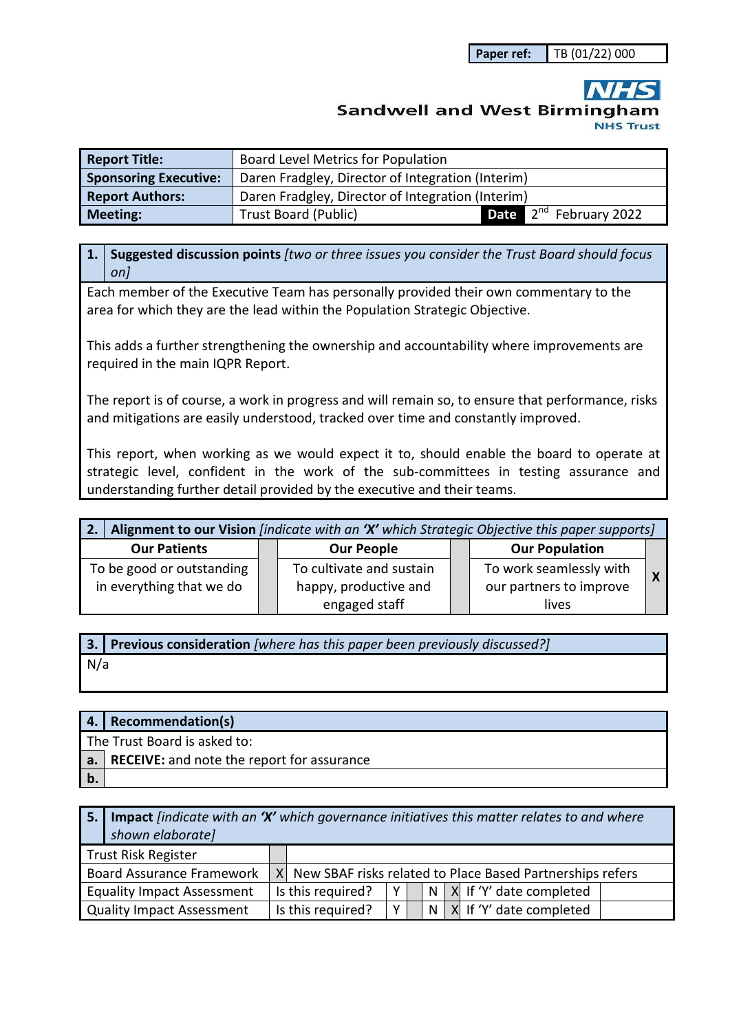| Paper ref: | TB (01/22) 000 |
|---|---|

**NHS**
**Sandwell and West Birmingham**
**NHS Trust**

| **Report Title:** | Board Level Metrics for Population | | |
|---|---|---|---|
| **Sponsoring Executive:** | Daren Fradgley, Director of Integration (Interim) | | |
| **Report Authors:** | Daren Fradgley, Director of Integration (Interim) | | |
| **Meeting:** | Trust Board (Public) | **Date** | 2nd February 2022 |

| **1.** | **Suggested discussion points** *[two or three issues you consider the Trust Board should focus on]* |
|---|---|

Each member of the Executive Team has personally provided their own commentary to the area for which they are the lead within the Population Strategic Objective.

This adds a further strengthening the ownership and accountability where improvements are required in the main IQPR Report.

The report is of course, a work in progress and will remain so, to ensure that performance, risks and mitigations are easily understood, tracked over time and constantly improved.

This report, when working as we would expect it to, should enable the board to operate at strategic level, confident in the work of the sub-committees in testing assurance and understanding further detail provided by the executive and their teams.

| **2. Alignment to our Vision** *[indicate with an* ***'X'*** *which Strategic Objective this paper supports]* | | | | | |
|---|---|---|---|---|---|
| **Our Patients** | | **Our People** | | **Our Population** | |
| To be good or outstanding in everything that we do | | To cultivate and sustain happy, productive and engaged staff | | To work seamlessly with our partners to improve lives | **X** |

| **3.** | **Previous consideration** *[where has this paper been previously discussed?]* |
|---|---|

N/a

| **4.** | **Recommendation(s)** |
|---|---|
| The Trust Board is asked to: | |
| **a.** | **RECEIVE:** and note the report for assurance |
| **b.** | |

| **5. Impact** *[indicate with an* ***'X'*** *which governance initiatives this matter relates to and where shown elaborate]* | | | | | | | |
|---|---|---|---|---|---|---|---|
| Trust Risk Register | | | | | | | |
| Board Assurance Framework | X | New SBAF risks related to Place Based Partnerships refers | | | | | |
| Equality Impact Assessment | Is this required? | Y | | N | X | If 'Y' date completed | |
| Quality Impact Assessment | Is this required? | Y | | N | X | If 'Y' date completed | |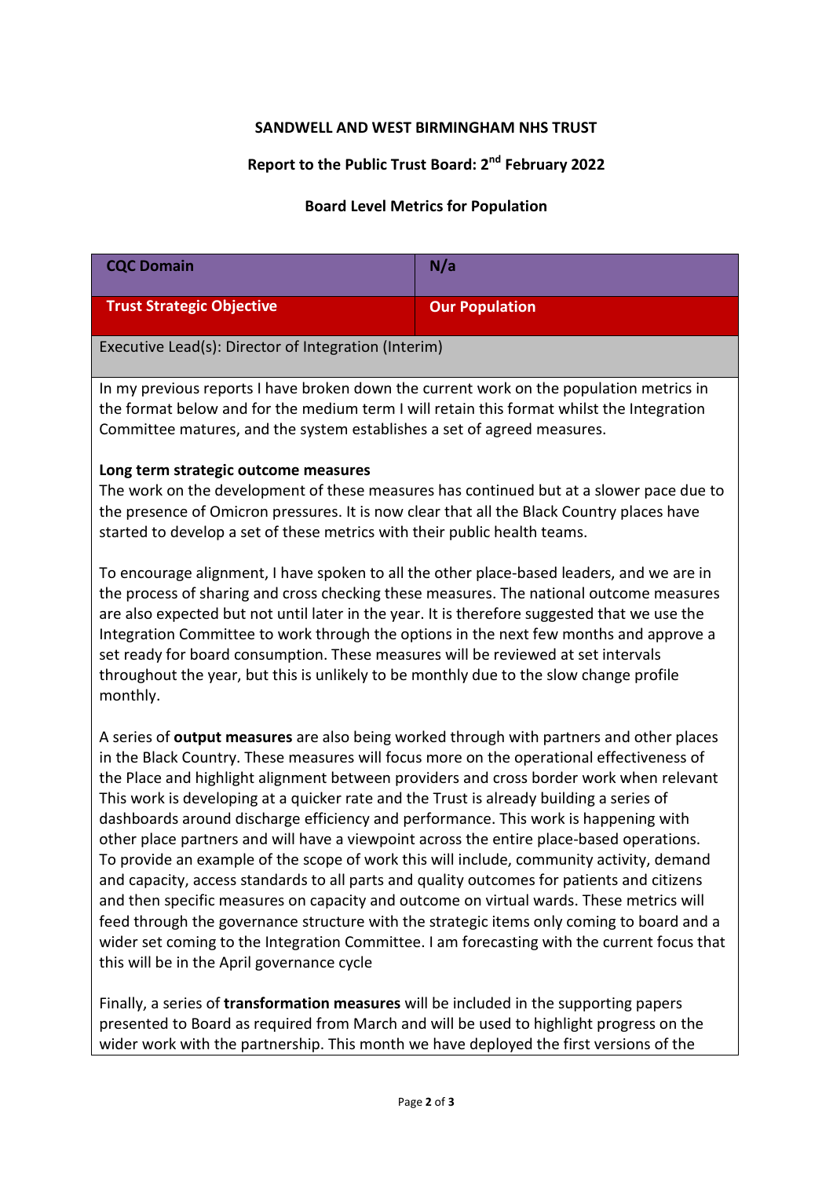**SANDWELL AND WEST BIRMINGHAM NHS TRUST**

**Report to the Public Trust Board: 2nd February 2022**

**Board Level Metrics for Population**

| **CQC Domain** | **N/a** |
|---|---|
| **Trust Strategic Objective** | **Our Population** |
| Executive Lead(s): Director of Integration (Interim) | |

In my previous reports I have broken down the current work on the population metrics in the format below and for the medium term I will retain this format whilst the Integration Committee matures, and the system establishes a set of agreed measures.

**Long term strategic outcome measures**

The work on the development of these measures has continued but at a slower pace due to the presence of Omicron pressures. It is now clear that all the Black Country places have started to develop a set of these metrics with their public health teams.

To encourage alignment, I have spoken to all the other place-based leaders, and we are in the process of sharing and cross checking these measures. The national outcome measures are also expected but not until later in the year. It is therefore suggested that we use the Integration Committee to work through the options in the next few months and approve a set ready for board consumption. These measures will be reviewed at set intervals throughout the year, but this is unlikely to be monthly due to the slow change profile monthly.

A series of **output measures** are also being worked through with partners and other places in the Black Country. These measures will focus more on the operational effectiveness of the Place and highlight alignment between providers and cross border work when relevant This work is developing at a quicker rate and the Trust is already building a series of dashboards around discharge efficiency and performance. This work is happening with other place partners and will have a viewpoint across the entire place-based operations. To provide an example of the scope of work this will include, community activity, demand and capacity, access standards to all parts and quality outcomes for patients and citizens and then specific measures on capacity and outcome on virtual wards. These metrics will feed through the governance structure with the strategic items only coming to board and a wider set coming to the Integration Committee. I am forecasting with the current focus that this will be in the April governance cycle

Finally, a series of **transformation measures** will be included in the supporting papers presented to Board as required from March and will be used to highlight progress on the wider work with the partnership. This month we have deployed the first versions of the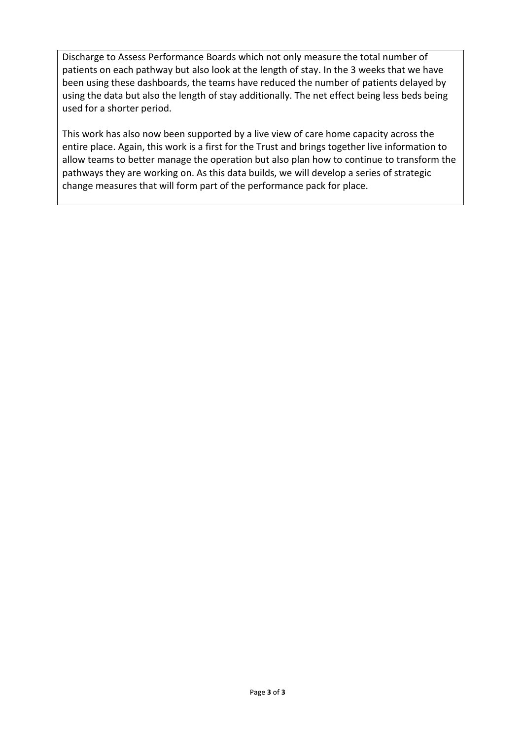Discharge to Assess Performance Boards which not only measure the total number of patients on each pathway but also look at the length of stay. In the 3 weeks that we have been using these dashboards, the teams have reduced the number of patients delayed by using the data but also the length of stay additionally. The net effect being less beds being used for a shorter period.

This work has also now been supported by a live view of care home capacity across the entire place. Again, this work is a first for the Trust and brings together live information to allow teams to better manage the operation but also plan how to continue to transform the pathways they are working on. As this data builds, we will develop a series of strategic change measures that will form part of the performance pack for place.